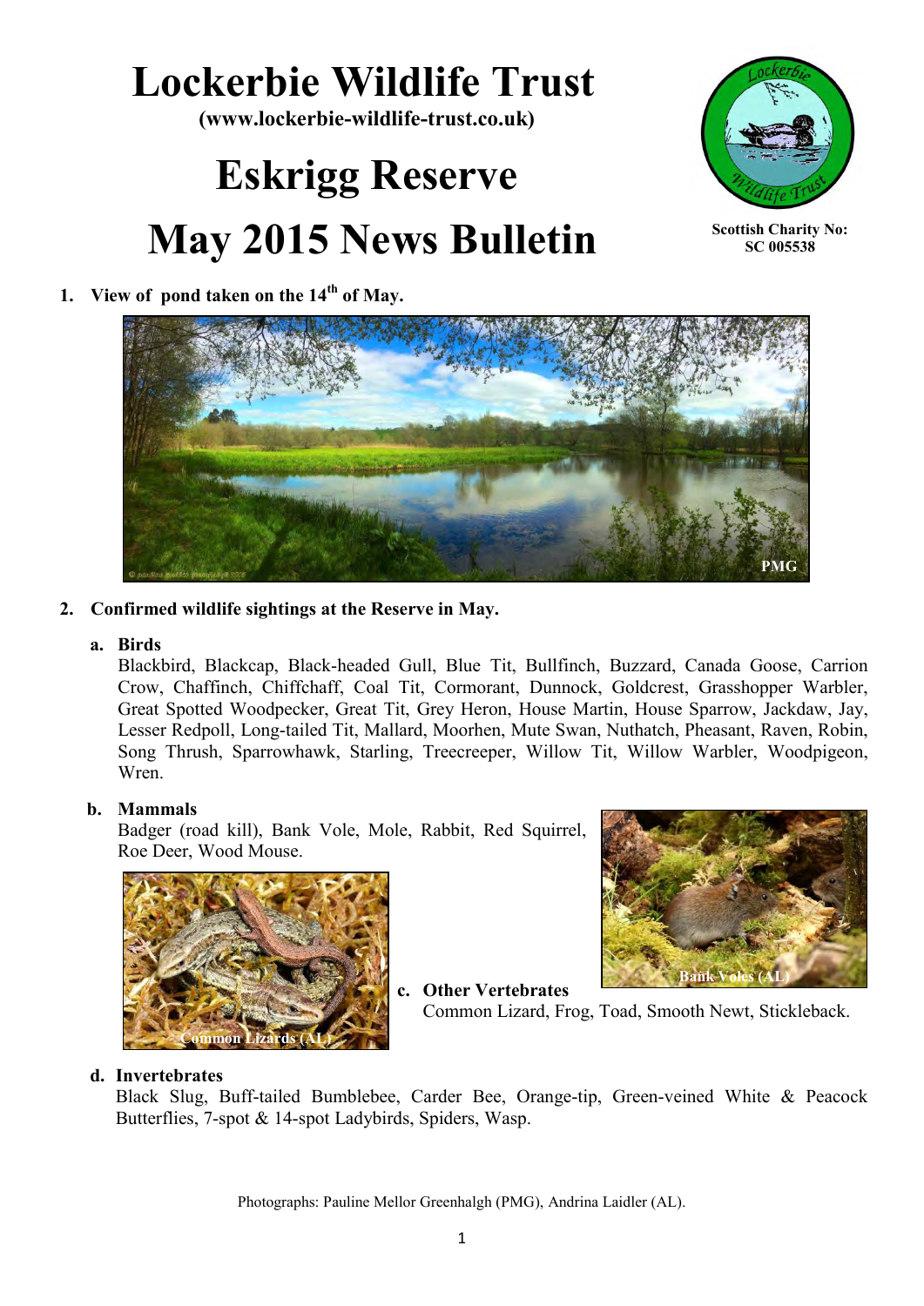# Lockerbie Wildlife Trust

**(www.lockerbie-wildlife-trust.co.uk)**

# Eskrigg Reserve

# May 2015 News Bulletin

**Scottish Charity No: SC 005538**

1. **View of pond taken on the 14th of May.**

PMG

2. **Confirmed wildlife sightings at the Reserve in May.**

   a. **Birds**
   Blackbird, Blackcap, Black-headed Gull, Blue Tit, Bullfinch, Buzzard, Canada Goose, Carrion Crow, Chaffinch, Chiffchaff, Coal Tit, Cormorant, Dunnock, Goldcrest, Grasshopper Warbler, Great Spotted Woodpecker, Great Tit, Grey Heron, House Martin, House Sparrow, Jackdaw, Jay, Lesser Redpoll, Long-tailed Tit, Mallard, Moorhen, Mute Swan, Nuthatch, Pheasant, Raven, Robin, Song Thrush, Sparrowhawk, Starling, Treecreeper, Willow Tit, Willow Warbler, Woodpigeon, Wren.

   b. **Mammals**
   Badger (road kill), Bank Vole, Mole, Rabbit, Red Squirrel, Roe Deer, Wood Mouse.

   Common Lizards (AL)

   Bank Voles (AL)

   c. **Other Vertebrates**
   Common Lizard, Frog, Toad, Smooth Newt, Stickleback.

   d. **Invertebrates**
   Black Slug, Buff-tailed Bumblebee, Carder Bee, Orange-tip, Green-veined White & Peacock Butterflies, 7-spot & 14-spot Ladybirds, Spiders, Wasp.

Photographs: Pauline Mellor Greenhalgh (PMG), Andrina Laidler (AL).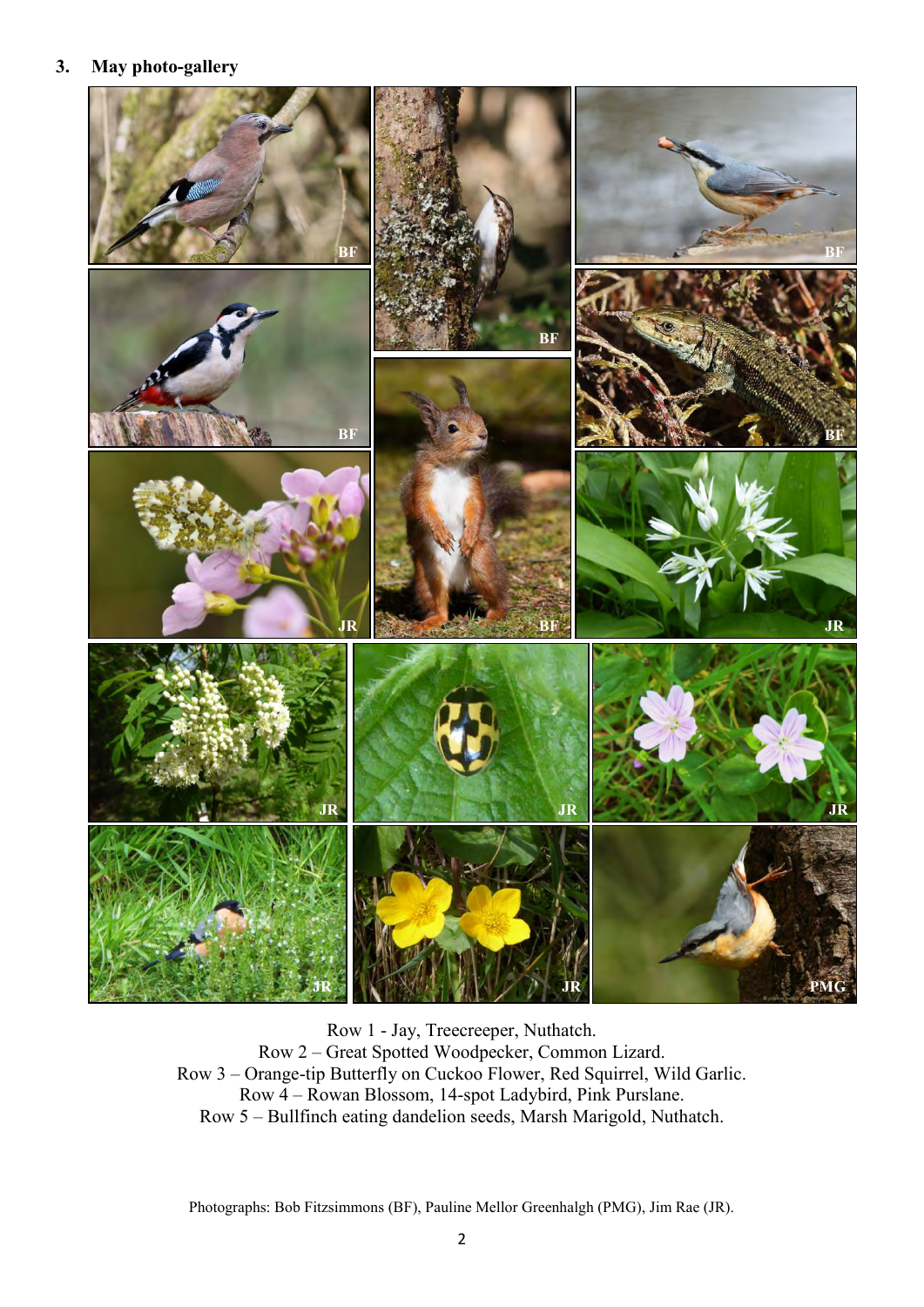## 3. May photo-gallery

Row 1 - Jay, Treecreeper, Nuthatch.
Row 2 – Great Spotted Woodpecker, Common Lizard.
Row 3 – Orange-tip Butterfly on Cuckoo Flower, Red Squirrel, Wild Garlic.
Row 4 – Rowan Blossom, 14-spot Ladybird, Pink Purslane.
Row 5 – Bullfinch eating dandelion seeds, Marsh Marigold, Nuthatch.

Photographs: Bob Fitzsimmons (BF), Pauline Mellor Greenhalgh (PMG), Jim Rae (JR).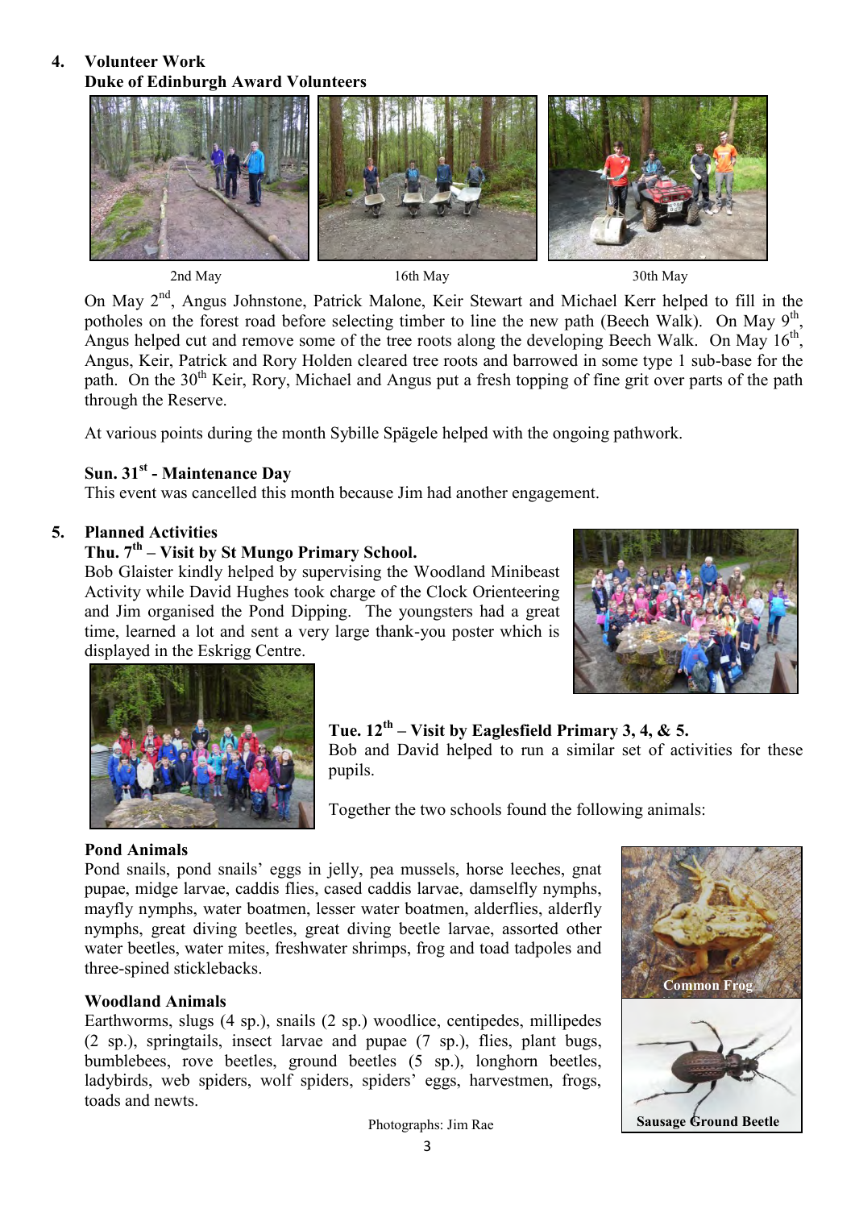## 4. Volunteer Work

### Duke of Edinburgh Award Volunteers

2nd May　　　16th May　　　30th May

On May 2nd, Angus Johnstone, Patrick Malone, Keir Stewart and Michael Kerr helped to fill in the potholes on the forest road before selecting timber to line the new path (Beech Walk). On May 9th, Angus helped cut and remove some of the tree roots along the developing Beech Walk. On May 16th, Angus, Keir, Patrick and Rory Holden cleared tree roots and barrowed in some type 1 sub-base for the path. On the 30th Keir, Rory, Michael and Angus put a fresh topping of fine grit over parts of the path through the Reserve.

At various points during the month Sybille Spägele helped with the ongoing pathwork.

### Sun. 31st - Maintenance Day

This event was cancelled this month because Jim had another engagement.

## 5. Planned Activities

### Thu. 7th – Visit by St Mungo Primary School.

Bob Glaister kindly helped by supervising the Woodland Minibeast Activity while David Hughes took charge of the Clock Orienteering and Jim organised the Pond Dipping. The youngsters had a great time, learned a lot and sent a very large thank-you poster which is displayed in the Eskrigg Centre.

### Tue. 12th – Visit by Eaglesfield Primary 3, 4, & 5.

Bob and David helped to run a similar set of activities for these pupils.

Together the two schools found the following animals:

**Pond Animals**

Pond snails, pond snails' eggs in jelly, pea mussels, horse leeches, gnat pupae, midge larvae, caddis flies, cased caddis larvae, damselfly nymphs, mayfly nymphs, water boatmen, lesser water boatmen, alderflies, alderfly nymphs, great diving beetles, great diving beetle larvae, assorted other water beetles, water mites, freshwater shrimps, frog and toad tadpoles and three-spined sticklebacks.

**Woodland Animals**

Earthworms, slugs (4 sp.), snails (2 sp.) woodlice, centipedes, millipedes (2 sp.), springtails, insect larvae and pupae (7 sp.), flies, plant bugs, bumblebees, rove beetles, ground beetles (5 sp.), longhorn beetles, ladybirds, web spiders, wolf spiders, spiders' eggs, harvestmen, frogs, toads and newts.

Common Frog

Sausage Ground Beetle

Photographs: Jim Rae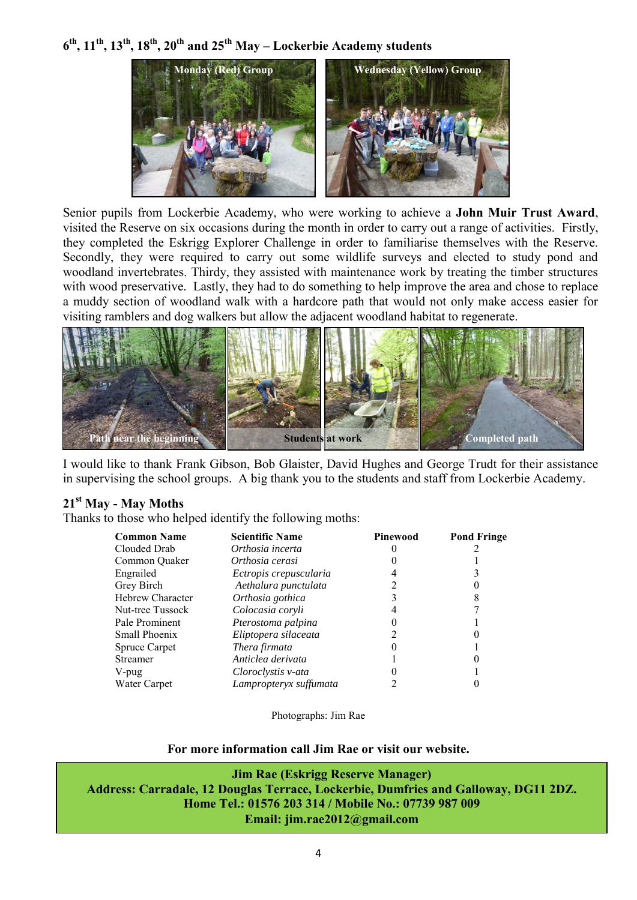## 6th, 11th, 13th, 18th, 20th and 25th May – Lockerbie Academy students

Monday (Red) Group

Wednesday (Yellow) Group

Senior pupils from Lockerbie Academy, who were working to achieve a **John Muir Trust Award**, visited the Reserve on six occasions during the month in order to carry out a range of activities. Firstly, they completed the Eskrigg Explorer Challenge in order to familiarise themselves with the Reserve. Secondly, they were required to carry out some wildlife surveys and elected to study pond and woodland invertebrates. Thirdy, they assisted with maintenance work by treating the timber structures with wood preservative. Lastly, they had to do something to help improve the area and chose to replace a muddy section of woodland walk with a hardcore path that would not only make access easier for visiting ramblers and dog walkers but allow the adjacent woodland habitat to regenerate.

Path near the beginning

Students at work

Completed path

I would like to thank Frank Gibson, Bob Glaister, David Hughes and George Trudt for their assistance in supervising the school groups. A big thank you to the students and staff from Lockerbie Academy.

## 21st May - May Moths

Thanks to those who helped identify the following moths:

| Common Name | Scientific Name | Pinewood | Pond Fringe |
|---|---|---|---|
| Clouded Drab | *Orthosia incerta* | 0 | 2 |
| Common Quaker | *Orthosia cerasi* | 0 | 1 |
| Engrailed | *Ectropis crepuscularia* | 4 | 3 |
| Grey Birch | *Aethalura punctulata* | 2 | 0 |
| Hebrew Character | *Orthosia gothica* | 3 | 8 |
| Nut-tree Tussock | *Colocasia coryli* | 4 | 7 |
| Pale Prominent | *Pterostoma palpina* | 0 | 1 |
| Small Phoenix | *Eliptopera silaceata* | 2 | 0 |
| Spruce Carpet | *Thera firmata* | 0 | 1 |
| Streamer | *Anticlea derivata* | 1 | 0 |
| V-pug | *Cloroclystis v-ata* | 0 | 1 |
| Water Carpet | *Lampropteryx suffumata* | 2 | 0 |

Photographs: Jim Rae

**For more information call Jim Rae or visit our website.**

**Jim Rae (Eskrigg Reserve Manager)**
**Address: Carradale, 12 Douglas Terrace, Lockerbie, Dumfries and Galloway, DG11 2DZ.**
**Home Tel.: 01576 203 314 / Mobile No.: 07739 987 009**
**Email: jim.rae2012@gmail.com**